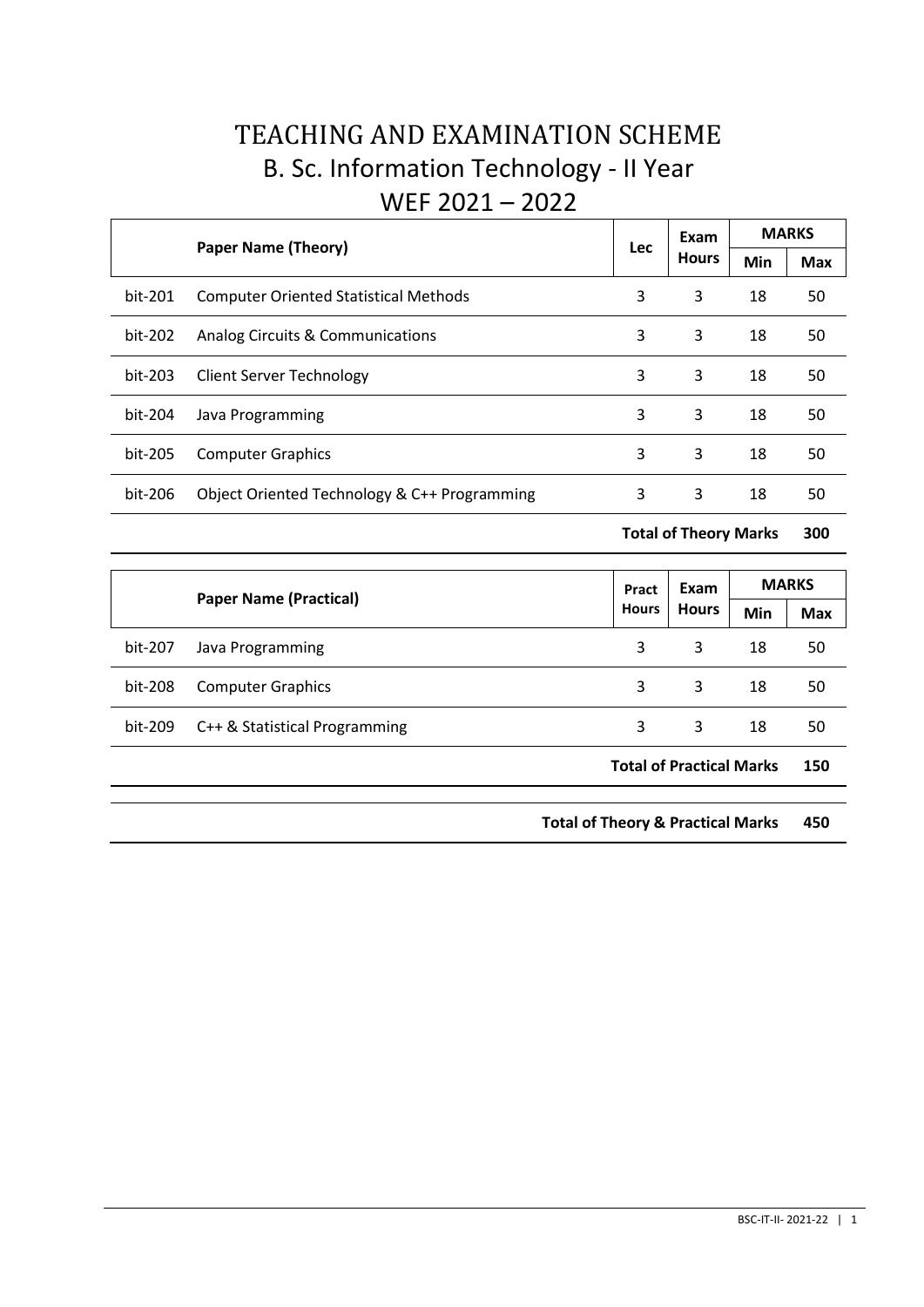# TEACHING AND EXAMINATION SCHEME

## B. Sc. Information Technology - II Year

## WEF 2021 – 2022

| | Paper Name (Theory) | Lec | Exam Hours | MARKS | |
|---|---|---|---|---|---|
| | | | | Min | Max |
| bit-201 | Computer Oriented Statistical Methods | 3 | 3 | 18 | 50 |
| bit-202 | Analog Circuits & Communications | 3 | 3 | 18 | 50 |
| bit-203 | Client Server Technology | 3 | 3 | 18 | 50 |
| bit-204 | Java Programming | 3 | 3 | 18 | 50 |
| bit-205 | Computer Graphics | 3 | 3 | 18 | 50 |
| bit-206 | Object Oriented Technology & C++ Programming | 3 | 3 | 18 | 50 |
| | | | **Total of Theory Marks** | | **300** |

| | Paper Name (Practical) | Pract Hours | Exam Hours | MARKS | |
|---|---|---|---|---|---|
| | | | | Min | Max |
| bit-207 | Java Programming | 3 | 3 | 18 | 50 |
| bit-208 | Computer Graphics | 3 | 3 | 18 | 50 |
| bit-209 | C++ & Statistical Programming | 3 | 3 | 18 | 50 |
| | | | **Total of Practical Marks** | | **150** |

**Total of Theory & Practical Marks 450**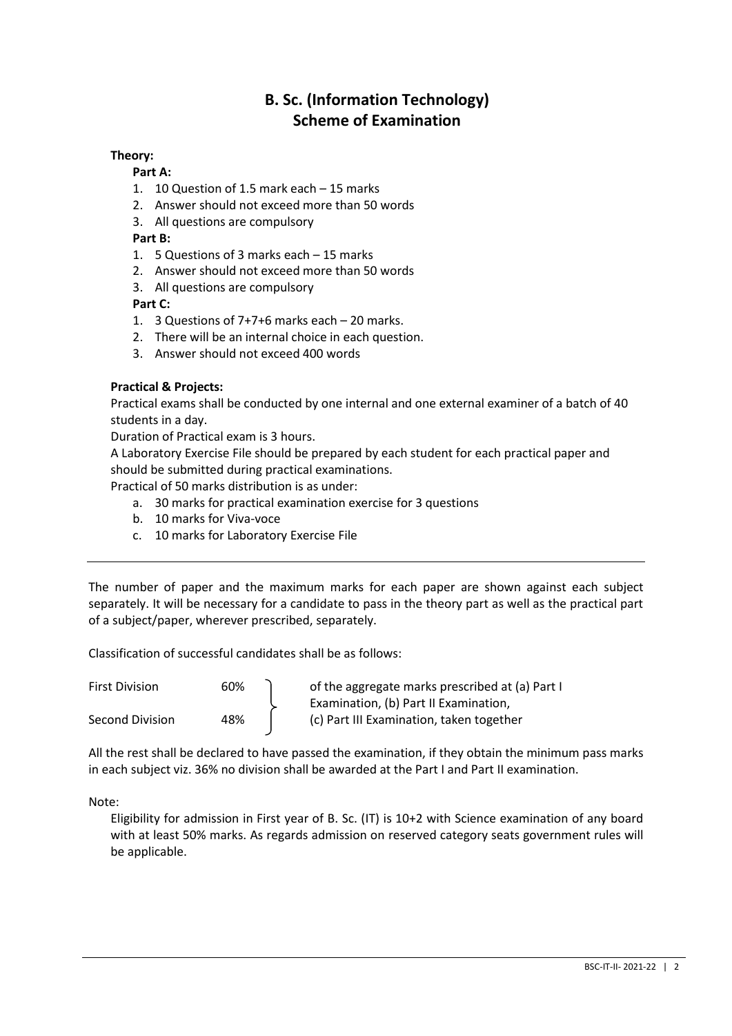# B. Sc. (Information Technology)
# Scheme of Examination

**Theory:**

**Part A:**

1. 10 Question of 1.5 mark each – 15 marks
2. Answer should not exceed more than 50 words
3. All questions are compulsory

**Part B:**

1. 5 Questions of 3 marks each – 15 marks
2. Answer should not exceed more than 50 words
3. All questions are compulsory

**Part C:**

1. 3 Questions of 7+7+6 marks each – 20 marks.
2. There will be an internal choice in each question.
3. Answer should not exceed 400 words

**Practical & Projects:**

Practical exams shall be conducted by one internal and one external examiner of a batch of 40 students in a day.

Duration of Practical exam is 3 hours.

A Laboratory Exercise File should be prepared by each student for each practical paper and should be submitted during practical examinations.

Practical of 50 marks distribution is as under:

a. 30 marks for practical examination exercise for 3 questions
b. 10 marks for Viva-voce
c. 10 marks for Laboratory Exercise File

---

The number of paper and the maximum marks for each paper are shown against each subject separately. It will be necessary for a candidate to pass in the theory part as well as the practical part of a subject/paper, wherever prescribed, separately.

Classification of successful candidates shall be as follows:

| | | |
|---|---|---|
| First Division | 60% | of the aggregate marks prescribed at (a) Part I Examination, (b) Part II Examination, (c) Part III Examination, taken together |
| Second Division | 48% | |

All the rest shall be declared to have passed the examination, if they obtain the minimum pass marks in each subject viz. 36% no division shall be awarded at the Part I and Part II examination.

Note:

Eligibility for admission in First year of B. Sc. (IT) is 10+2 with Science examination of any board with at least 50% marks. As regards admission on reserved category seats government rules will be applicable.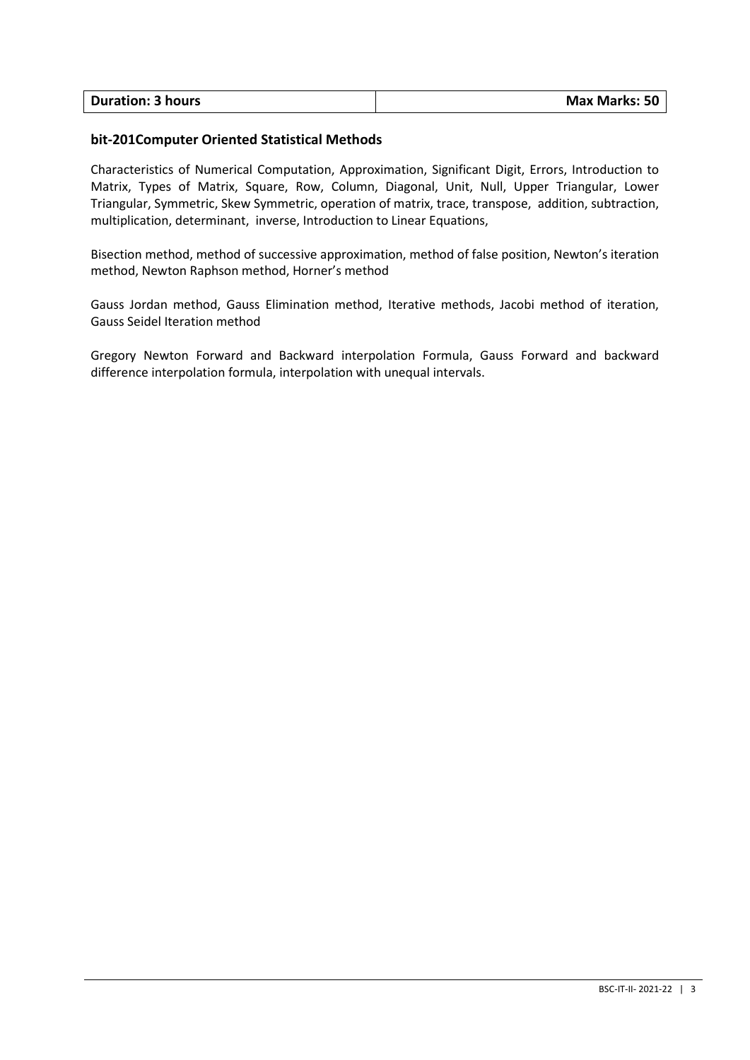| Duration: 3 hours | Max Marks: 50 |
| --- | --- |

### bit-201Computer Oriented Statistical Methods

Characteristics of Numerical Computation, Approximation, Significant Digit, Errors, Introduction to Matrix, Types of Matrix, Square, Row, Column, Diagonal, Unit, Null, Upper Triangular, Lower Triangular, Symmetric, Skew Symmetric, operation of matrix, trace, transpose, addition, subtraction, multiplication, determinant, inverse, Introduction to Linear Equations,

Bisection method, method of successive approximation, method of false position, Newton's iteration method, Newton Raphson method, Horner's method

Gauss Jordan method, Gauss Elimination method, Iterative methods, Jacobi method of iteration, Gauss Seidel Iteration method

Gregory Newton Forward and Backward interpolation Formula, Gauss Forward and backward difference interpolation formula, interpolation with unequal intervals.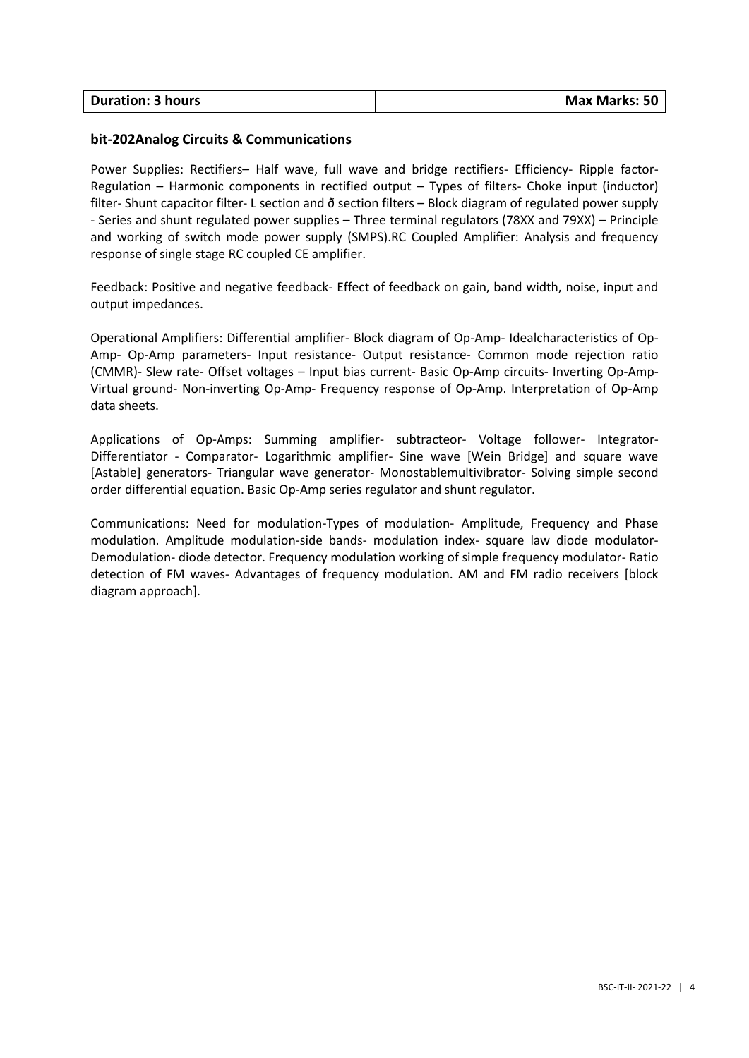| Duration: 3 hours | Max Marks: 50 |
|---|---|

**bit-202Analog Circuits & Communications**

Power Supplies: Rectifiers– Half wave, full wave and bridge rectifiers- Efficiency- Ripple factor- Regulation – Harmonic components in rectified output – Types of filters- Choke input (inductor) filter- Shunt capacitor filter- L section and ð section filters – Block diagram of regulated power supply - Series and shunt regulated power supplies – Three terminal regulators (78XX and 79XX) – Principle and working of switch mode power supply (SMPS).RC Coupled Amplifier: Analysis and frequency response of single stage RC coupled CE amplifier.

Feedback: Positive and negative feedback- Effect of feedback on gain, band width, noise, input and output impedances.

Operational Amplifiers: Differential amplifier- Block diagram of Op-Amp- Idealcharacteristics of Op-Amp- Op-Amp parameters- Input resistance- Output resistance- Common mode rejection ratio (CMMR)- Slew rate- Offset voltages – Input bias current- Basic Op-Amp circuits- Inverting Op-Amp- Virtual ground- Non-inverting Op-Amp- Frequency response of Op-Amp. Interpretation of Op-Amp data sheets.

Applications of Op-Amps: Summing amplifier- subtracteor- Voltage follower- Integrator- Differentiator - Comparator- Logarithmic amplifier- Sine wave [Wein Bridge] and square wave [Astable] generators- Triangular wave generator- Monostablemultivibrator- Solving simple second order differential equation. Basic Op-Amp series regulator and shunt regulator.

Communications: Need for modulation-Types of modulation- Amplitude, Frequency and Phase modulation. Amplitude modulation-side bands- modulation index- square law diode modulator- Demodulation- diode detector. Frequency modulation working of simple frequency modulator- Ratio detection of FM waves- Advantages of frequency modulation. AM and FM radio receivers [block diagram approach].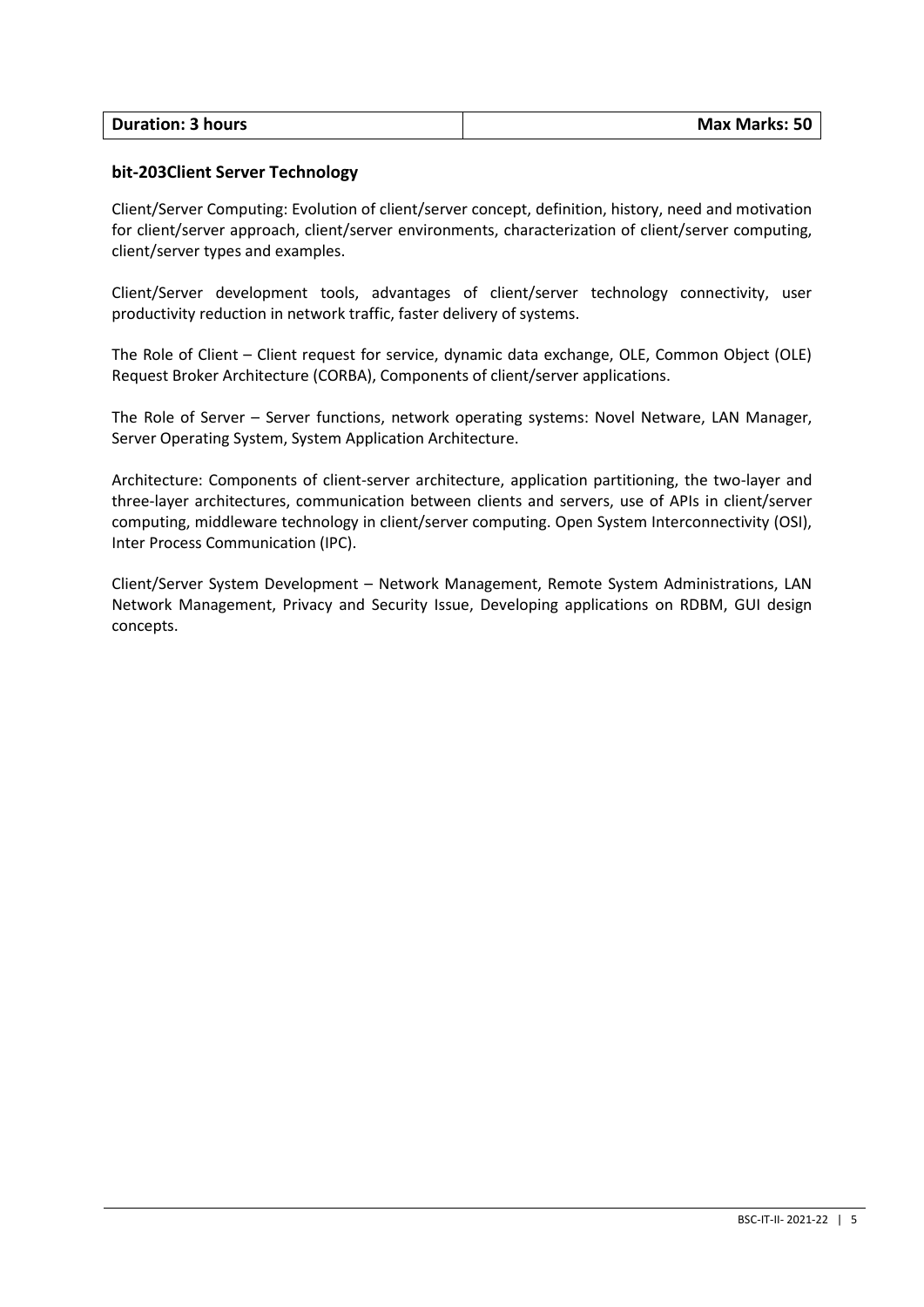| Duration: 3 hours | Max Marks: 50 |
|---|---|

### bit-203Client Server Technology

Client/Server Computing: Evolution of client/server concept, definition, history, need and motivation for client/server approach, client/server environments, characterization of client/server computing, client/server types and examples.

Client/Server development tools, advantages of client/server technology connectivity, user productivity reduction in network traffic, faster delivery of systems.

The Role of Client – Client request for service, dynamic data exchange, OLE, Common Object (OLE) Request Broker Architecture (CORBA), Components of client/server applications.

The Role of Server – Server functions, network operating systems: Novel Netware, LAN Manager, Server Operating System, System Application Architecture.

Architecture: Components of client-server architecture, application partitioning, the two-layer and three-layer architectures, communication between clients and servers, use of APIs in client/server computing, middleware technology in client/server computing. Open System Interconnectivity (OSI), Inter Process Communication (IPC).

Client/Server System Development – Network Management, Remote System Administrations, LAN Network Management, Privacy and Security Issue, Developing applications on RDBM, GUI design concepts.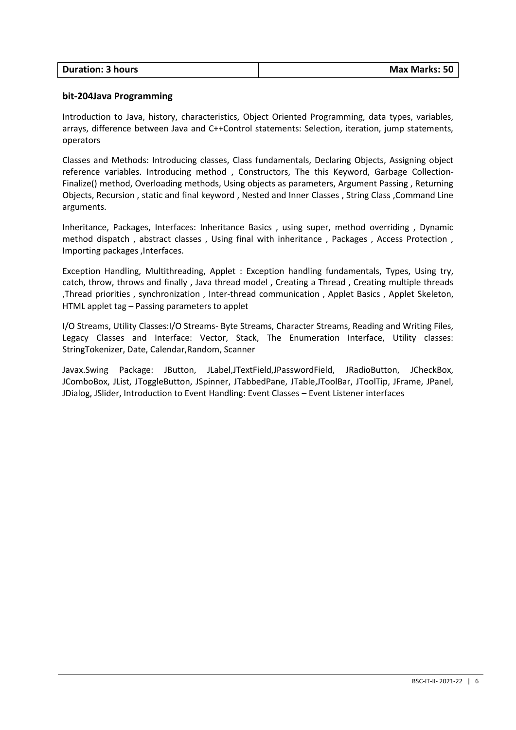| Duration: 3 hours | Max Marks: 50 |
| --- | --- |

**bit-204Java Programming**

Introduction to Java, history, characteristics, Object Oriented Programming, data types, variables, arrays, difference between Java and C++Control statements: Selection, iteration, jump statements, operators

Classes and Methods: Introducing classes, Class fundamentals, Declaring Objects, Assigning object reference variables. Introducing method , Constructors, The this Keyword, Garbage Collection-Finalize() method, Overloading methods, Using objects as parameters, Argument Passing , Returning Objects, Recursion , static and final keyword , Nested and Inner Classes , String Class ,Command Line arguments.

Inheritance, Packages, Interfaces: Inheritance Basics , using super, method overriding , Dynamic method dispatch , abstract classes , Using final with inheritance , Packages , Access Protection , Importing packages ,Interfaces.

Exception Handling, Multithreading, Applet : Exception handling fundamentals, Types, Using try, catch, throw, throws and finally , Java thread model , Creating a Thread , Creating multiple threads ,Thread priorities , synchronization , Inter-thread communication , Applet Basics , Applet Skeleton, HTML applet tag – Passing parameters to applet

I/O Streams, Utility Classes:I/O Streams- Byte Streams, Character Streams, Reading and Writing Files, Legacy Classes and Interface: Vector, Stack, The Enumeration Interface, Utility classes: StringTokenizer, Date, Calendar,Random, Scanner

Javax.Swing Package: JButton, JLabel,JTextField,JPasswordField, JRadioButton, JCheckBox, JComboBox, JList, JToggleButton, JSpinner, JTabbedPane, JTable,JToolBar, JToolTip, JFrame, JPanel, JDialog, JSlider, Introduction to Event Handling: Event Classes – Event Listener interfaces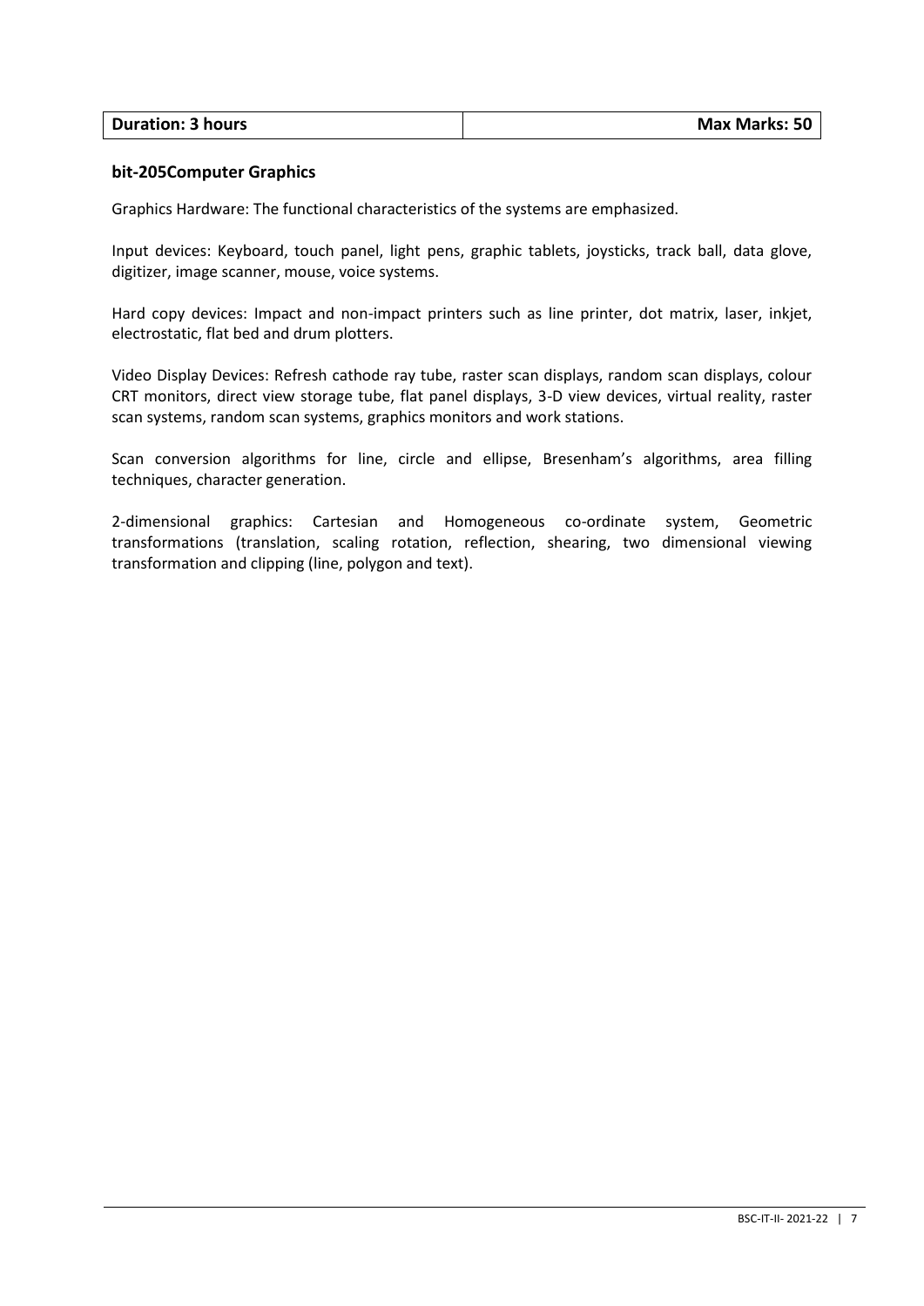| Duration: 3 hours | Max Marks: 50 |
|---|---|

**bit-205Computer Graphics**

Graphics Hardware: The functional characteristics of the systems are emphasized.

Input devices: Keyboard, touch panel, light pens, graphic tablets, joysticks, track ball, data glove, digitizer, image scanner, mouse, voice systems.

Hard copy devices: Impact and non-impact printers such as line printer, dot matrix, laser, inkjet, electrostatic, flat bed and drum plotters.

Video Display Devices: Refresh cathode ray tube, raster scan displays, random scan displays, colour CRT monitors, direct view storage tube, flat panel displays, 3-D view devices, virtual reality, raster scan systems, random scan systems, graphics monitors and work stations.

Scan conversion algorithms for line, circle and ellipse, Bresenham's algorithms, area filling techniques, character generation.

2-dimensional graphics: Cartesian and Homogeneous co-ordinate system, Geometric transformations (translation, scaling rotation, reflection, shearing, two dimensional viewing transformation and clipping (line, polygon and text).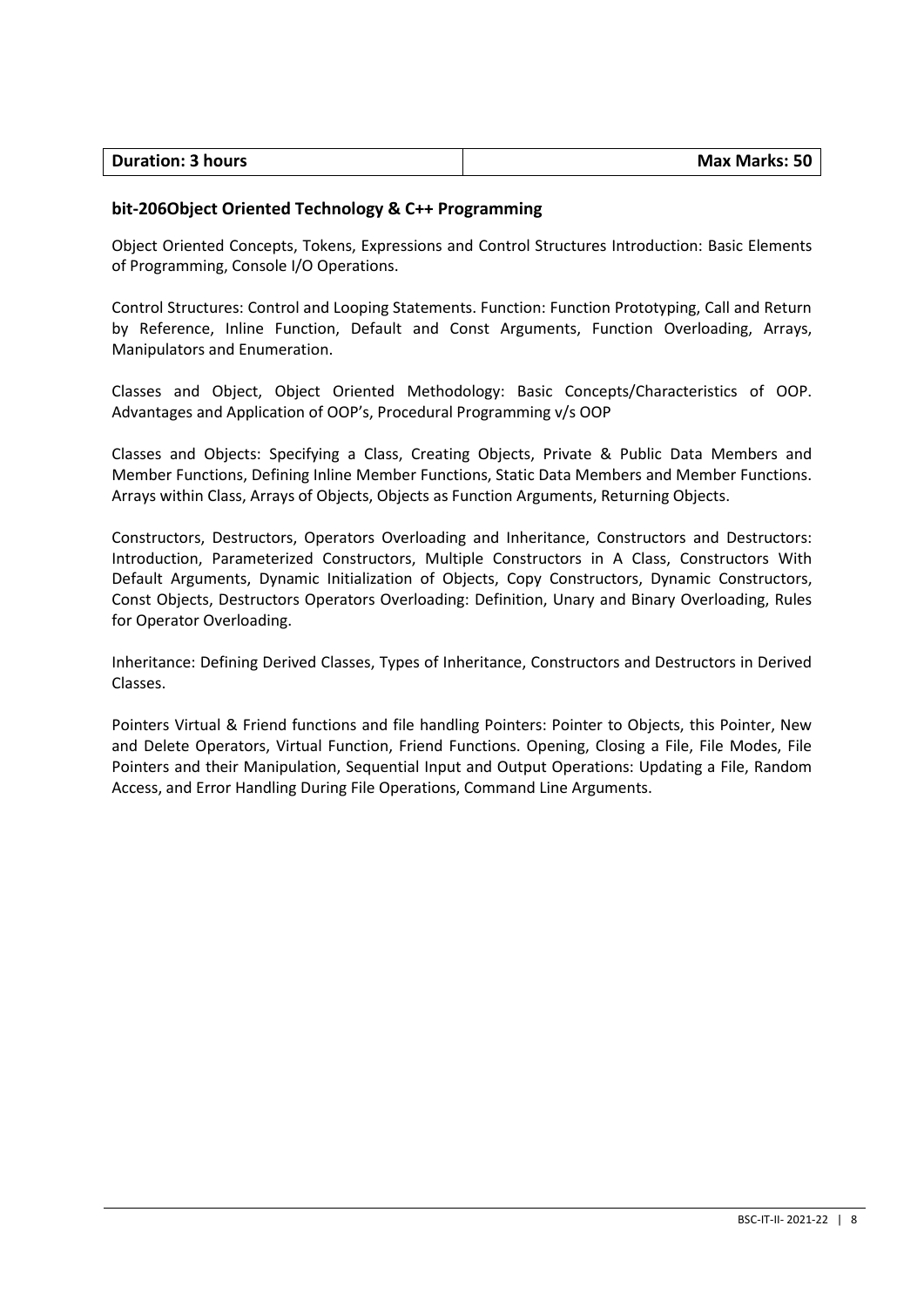| Duration: 3 hours | Max Marks: 50 |
|---|---|

### bit-206Object Oriented Technology & C++ Programming

Object Oriented Concepts, Tokens, Expressions and Control Structures Introduction: Basic Elements of Programming, Console I/O Operations.

Control Structures: Control and Looping Statements. Function: Function Prototyping, Call and Return by Reference, Inline Function, Default and Const Arguments, Function Overloading, Arrays, Manipulators and Enumeration.

Classes and Object, Object Oriented Methodology: Basic Concepts/Characteristics of OOP. Advantages and Application of OOP's, Procedural Programming v/s OOP

Classes and Objects: Specifying a Class, Creating Objects, Private & Public Data Members and Member Functions, Defining Inline Member Functions, Static Data Members and Member Functions. Arrays within Class, Arrays of Objects, Objects as Function Arguments, Returning Objects.

Constructors, Destructors, Operators Overloading and Inheritance, Constructors and Destructors: Introduction, Parameterized Constructors, Multiple Constructors in A Class, Constructors With Default Arguments, Dynamic Initialization of Objects, Copy Constructors, Dynamic Constructors, Const Objects, Destructors Operators Overloading: Definition, Unary and Binary Overloading, Rules for Operator Overloading.

Inheritance: Defining Derived Classes, Types of Inheritance, Constructors and Destructors in Derived Classes.

Pointers Virtual & Friend functions and file handling Pointers: Pointer to Objects, this Pointer, New and Delete Operators, Virtual Function, Friend Functions. Opening, Closing a File, File Modes, File Pointers and their Manipulation, Sequential Input and Output Operations: Updating a File, Random Access, and Error Handling During File Operations, Command Line Arguments.